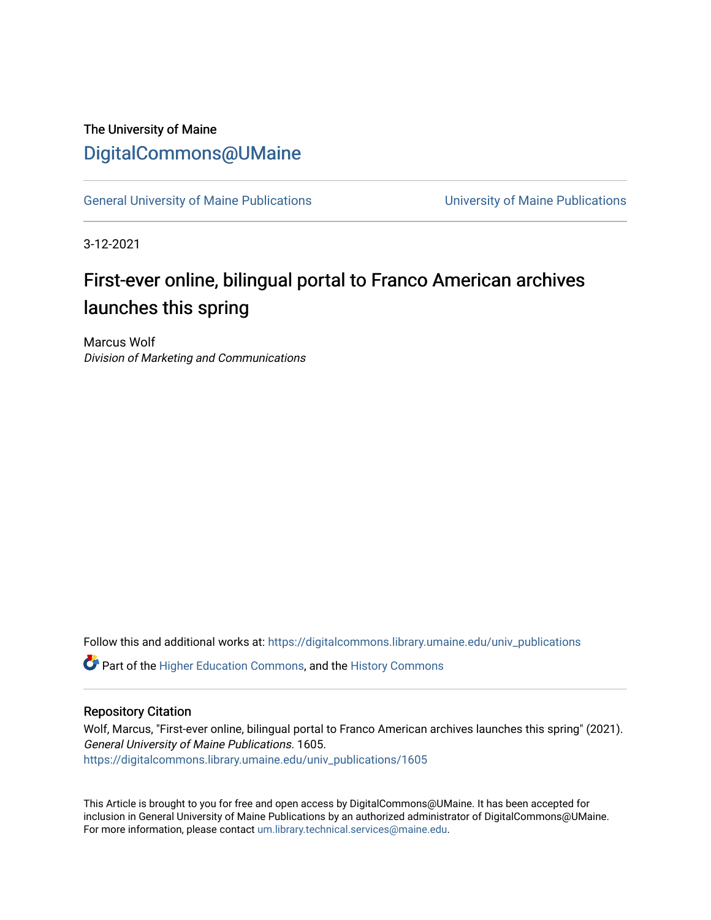The University of Maine

# DigitalCommons@UMaine

General University of Maine Publications | University of Maine Publications

3-12-2021

## First-ever online, bilingual portal to Franco American archives launches this spring

Marcus Wolf
*Division of Marketing and Communications*

Follow this and additional works at: https://digitalcommons.library.umaine.edu/univ_publications

Part of the Higher Education Commons, and the History Commons

### Repository Citation

Wolf, Marcus, "First-ever online, bilingual portal to Franco American archives launches this spring" (2021). *General University of Maine Publications*. 1605.
https://digitalcommons.library.umaine.edu/univ_publications/1605

This Article is brought to you for free and open access by DigitalCommons@UMaine. It has been accepted for inclusion in General University of Maine Publications by an authorized administrator of DigitalCommons@UMaine. For more information, please contact um.library.technical.services@maine.edu.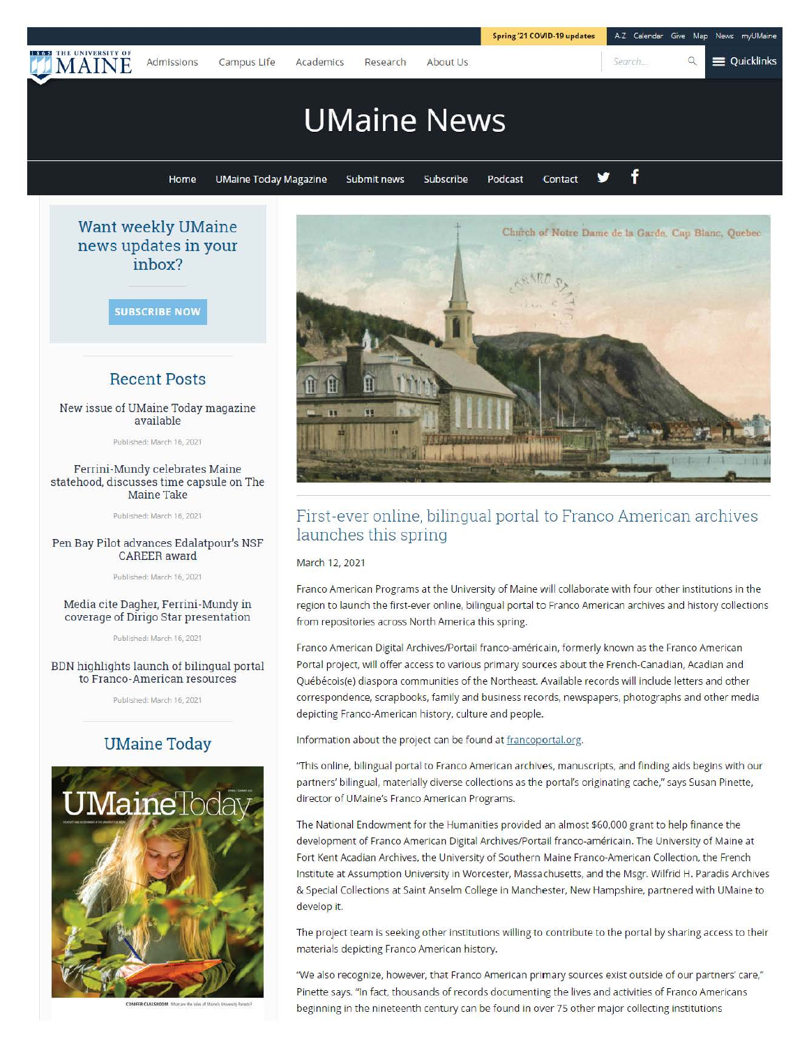# UMaine News

## First-ever online, bilingual portal to Franco American archives launches this spring

March 12, 2021

Franco American Programs at the University of Maine will collaborate with four other institutions in the region to launch the first-ever online, bilingual portal to Franco American archives and history collections from repositories across North America this spring.

Franco American Digital Archives/Portail franco-américain, formerly known as the Franco American Portal project, will offer access to various primary sources about the French-Canadian, Acadian and Québécois(e) diaspora communities of the Northeast. Available records will include letters and other correspondence, scrapbooks, family and business records, newspapers, photographs and other media depicting Franco-American history, culture and people.

Information about the project can be found at francoportal.org.

"This online, bilingual portal to Franco American archives, manuscripts, and finding aids begins with our partners' bilingual, materially diverse collections as the portal's originating cache," says Susan Pinette, director of UMaine's Franco American Programs.

The National Endowment for the Humanities provided an almost $60,000 grant to help finance the development of Franco American Digital Archives/Portail franco-américain. The University of Maine at Fort Kent Acadian Archives, the University of Southern Maine Franco-American Collection, the French Institute at Assumption University in Worcester, Massachusetts, and the Msgr. Wilfrid H. Paradis Archives & Special Collections at Saint Anselm College in Manchester, New Hampshire, partnered with UMaine to develop it.

The project team is seeking other institutions willing to contribute to the portal by sharing access to their materials depicting Franco American history.

"We also recognize, however, that Franco American primary sources exist outside of our partners' care," Pinette says. "In fact, thousands of records documenting the lives and activities of Franco Americans beginning in the nineteenth century can be found in over 75 other major collecting institutions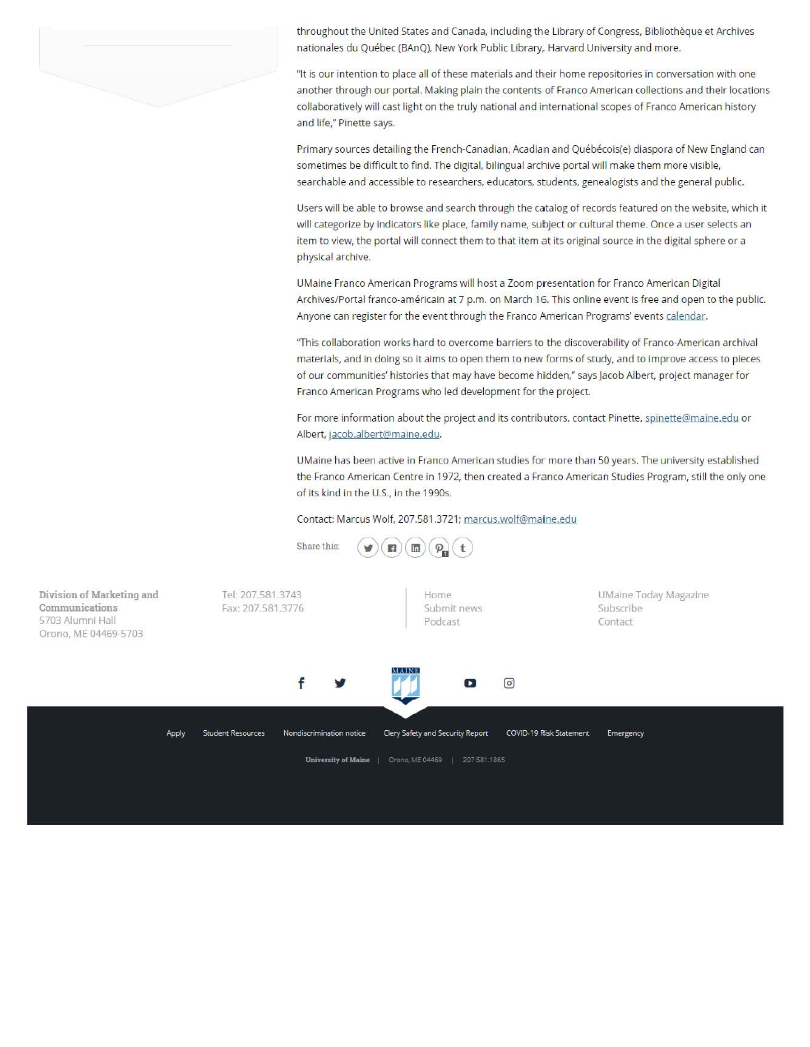throughout the United States and Canada, including the Library of Congress, Bibliothèque et Archives nationales du Québec (BAnQ), New York Public Library, Harvard University and more.

"It is our intention to place all of these materials and their home repositories in conversation with one another through our portal. Making plain the contents of Franco American collections and their locations collaboratively will cast light on the truly national and international scopes of Franco American history and life," Pinette says.

Primary sources detailing the French-Canadian, Acadian and Québécois(e) diaspora of New England can sometimes be difficult to find. The digital, bilingual archive portal will make them more visible, searchable and accessible to researchers, educators, students, genealogists and the general public.

Users will be able to browse and search through the catalog of records featured on the website, which it will categorize by indicators like place, family name, subject or cultural theme. Once a user selects an item to view, the portal will connect them to that item at its original source in the digital sphere or a physical archive.

UMaine Franco American Programs will host a Zoom presentation for Franco American Digital Archives/Portal franco-américain at 7 p.m. on March 16. This online event is free and open to the public. Anyone can register for the event through the Franco American Programs' events calendar.

"This collaboration works hard to overcome barriers to the discoverability of Franco-American archival materials, and in doing so it aims to open them to new forms of study, and to improve access to pieces of our communities' histories that may have become hidden," says Jacob Albert, project manager for Franco American Programs who led development for the project.

For more information about the project and its contributors, contact Pinette, spinette@maine.edu or Albert, jacob.albert@maine.edu.

UMaine has been active in Franco American studies for more than 50 years. The university established the Franco American Centre in 1972, then created a Franco American Studies Program, still the only one of its kind in the U.S., in the 1990s.

Contact: Marcus Wolf, 207.581.3721; marcus.wolf@maine.edu

Share this:

**Division of Marketing and Communications**
5703 Alumni Hall
Orono, ME 04469-5703

Tel: 207.581.3743
Fax: 207.581.3776

Home
Submit news
Podcast

UMaine Today Magazine
Subscribe
Contact

Apply | Student Resources | Nondiscrimination notice | Clery Safety and Security Report | COVID-19 Risk Statement | Emergency

**University of Maine** | Orono, ME 04469 | 207.581.1865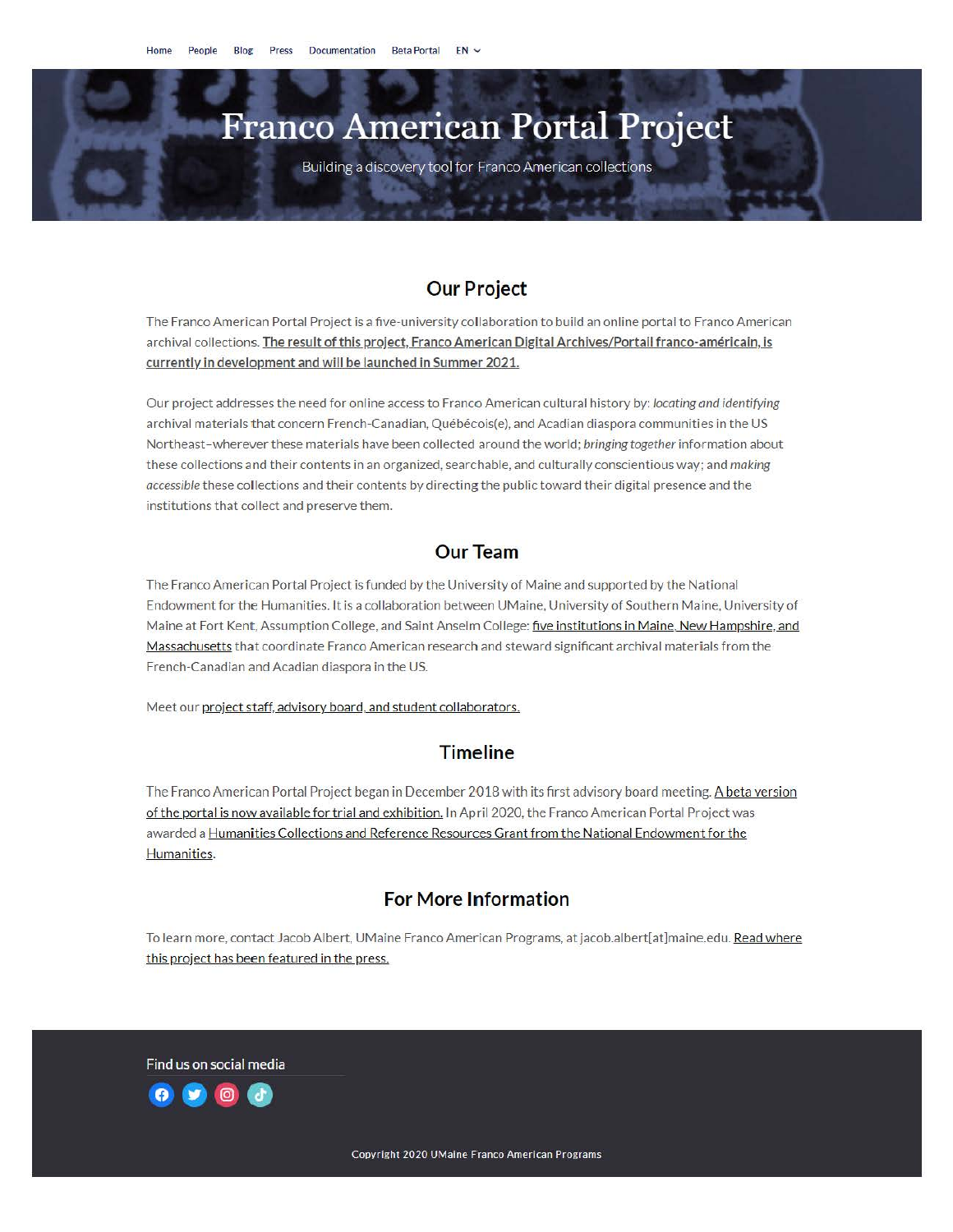Home People Blog Press Documentation Beta Portal EN

# Franco American Portal Project

Building a discovery tool for Franco American collections

## Our Project

The Franco American Portal Project is a five-university collaboration to build an online portal to Franco American archival collections. **The result of this project, Franco American Digital Archives/Portail franco-américain, is currently in development and will be launched in Summer 2021.**

Our project addresses the need for online access to Franco American cultural history by: *locating and identifying* archival materials that concern French-Canadian, Québécois(e), and Acadian diaspora communities in the US Northeast–wherever these materials have been collected around the world; *bringing together* information about these collections and their contents in an organized, searchable, and culturally conscientious way; and *making accessible* these collections and their contents by directing the public toward their digital presence and the institutions that collect and preserve them.

## Our Team

The Franco American Portal Project is funded by the University of Maine and supported by the National Endowment for the Humanities. It is a collaboration between UMaine, University of Southern Maine, University of Maine at Fort Kent, Assumption College, and Saint Anselm College: five institutions in Maine, New Hampshire, and Massachusetts that coordinate Franco American research and steward significant archival materials from the French-Canadian and Acadian diaspora in the US.

Meet our project staff, advisory board, and student collaborators.

## Timeline

The Franco American Portal Project began in December 2018 with its first advisory board meeting. A beta version of the portal is now available for trial and exhibition. In April 2020, the Franco American Portal Project was awarded a Humanities Collections and Reference Resources Grant from the National Endowment for the Humanities.

## For More Information

To learn more, contact Jacob Albert, UMaine Franco American Programs, at jacob.albert[at]maine.edu. Read where this project has been featured in the press.

Find us on social media

Copyright 2020 UMaine Franco American Programs